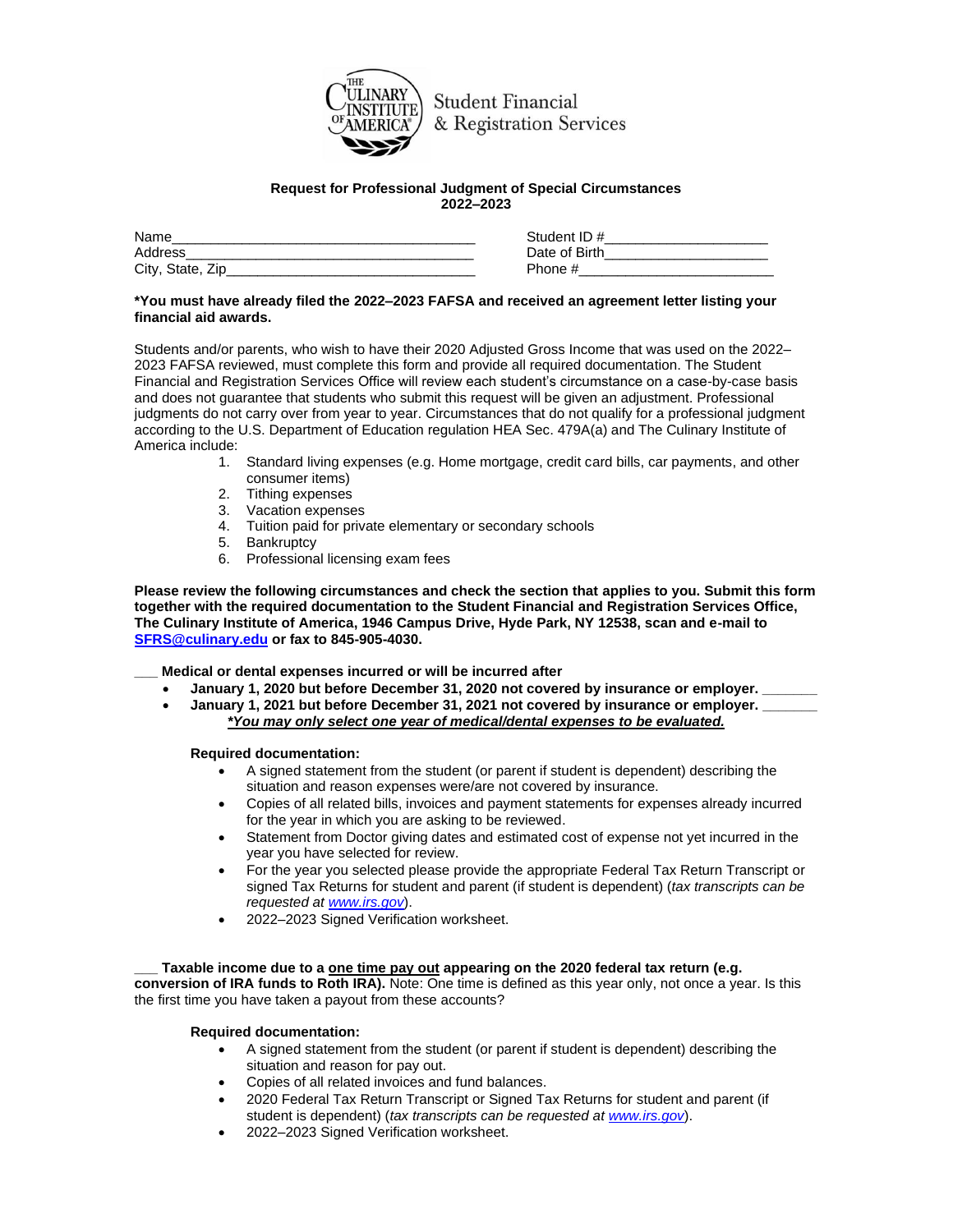Student Financial & Registration Services

**Request for Professional Judgment of Special Circumstances**
**2022–2023**

Name_______________________________________ Student ID #____________________
Address_____________________________________ Date of Birth_____________________
City, State, Zip_______________________________ Phone #_________________________

**\*You must have already filed the 2022–2023 FAFSA and received an agreement letter listing your financial aid awards.**

Students and/or parents, who wish to have their 2020 Adjusted Gross Income that was used on the 2022–2023 FAFSA reviewed, must complete this form and provide all required documentation. The Student Financial and Registration Services Office will review each student's circumstance on a case-by-case basis and does not guarantee that students who submit this request will be given an adjustment. Professional judgments do not carry over from year to year. Circumstances that do not qualify for a professional judgment according to the U.S. Department of Education regulation HEA Sec. 479A(a) and The Culinary Institute of America include:

1. Standard living expenses (e.g. Home mortgage, credit card bills, car payments, and other consumer items)
2. Tithing expenses
3. Vacation expenses
4. Tuition paid for private elementary or secondary schools
5. Bankruptcy
6. Professional licensing exam fees

**Please review the following circumstances and check the section that applies to you. Submit this form together with the required documentation to the Student Financial and Registration Services Office, The Culinary Institute of America, 1946 Campus Drive, Hyde Park, NY 12538, scan and e-mail to [SFRS@culinary.edu](mailto:SFRS@culinary.edu) or fax to 845-905-4030.**

**___ Medical or dental expenses incurred or will be incurred after**

- **January 1, 2020 but before December 31, 2020 not covered by insurance or employer. _______**
- **January 1, 2021 but before December 31, 2021 not covered by insurance or employer. _______**

***\*You may only select one year of medical/dental expenses to be evaluated.***

**Required documentation:**

- A signed statement from the student (or parent if student is dependent) describing the situation and reason expenses were/are not covered by insurance.
- Copies of all related bills, invoices and payment statements for expenses already incurred for the year in which you are asking to be reviewed.
- Statement from Doctor giving dates and estimated cost of expense not yet incurred in the year you have selected for review.
- For the year you selected please provide the appropriate Federal Tax Return Transcript or signed Tax Returns for student and parent (if student is dependent) (*tax transcripts can be requested at [www.irs.gov](http://www.irs.gov)*).
- 2022–2023 Signed Verification worksheet.

**___ Taxable income due to a one time pay out appearing on the 2020 federal tax return (e.g. conversion of IRA funds to Roth IRA).** Note: One time is defined as this year only, not once a year. Is this the first time you have taken a payout from these accounts?

**Required documentation:**

- A signed statement from the student (or parent if student is dependent) describing the situation and reason for pay out.
- Copies of all related invoices and fund balances.
- 2020 Federal Tax Return Transcript or Signed Tax Returns for student and parent (if student is dependent) (*tax transcripts can be requested at [www.irs.gov](http://www.irs.gov)*).
- 2022–2023 Signed Verification worksheet.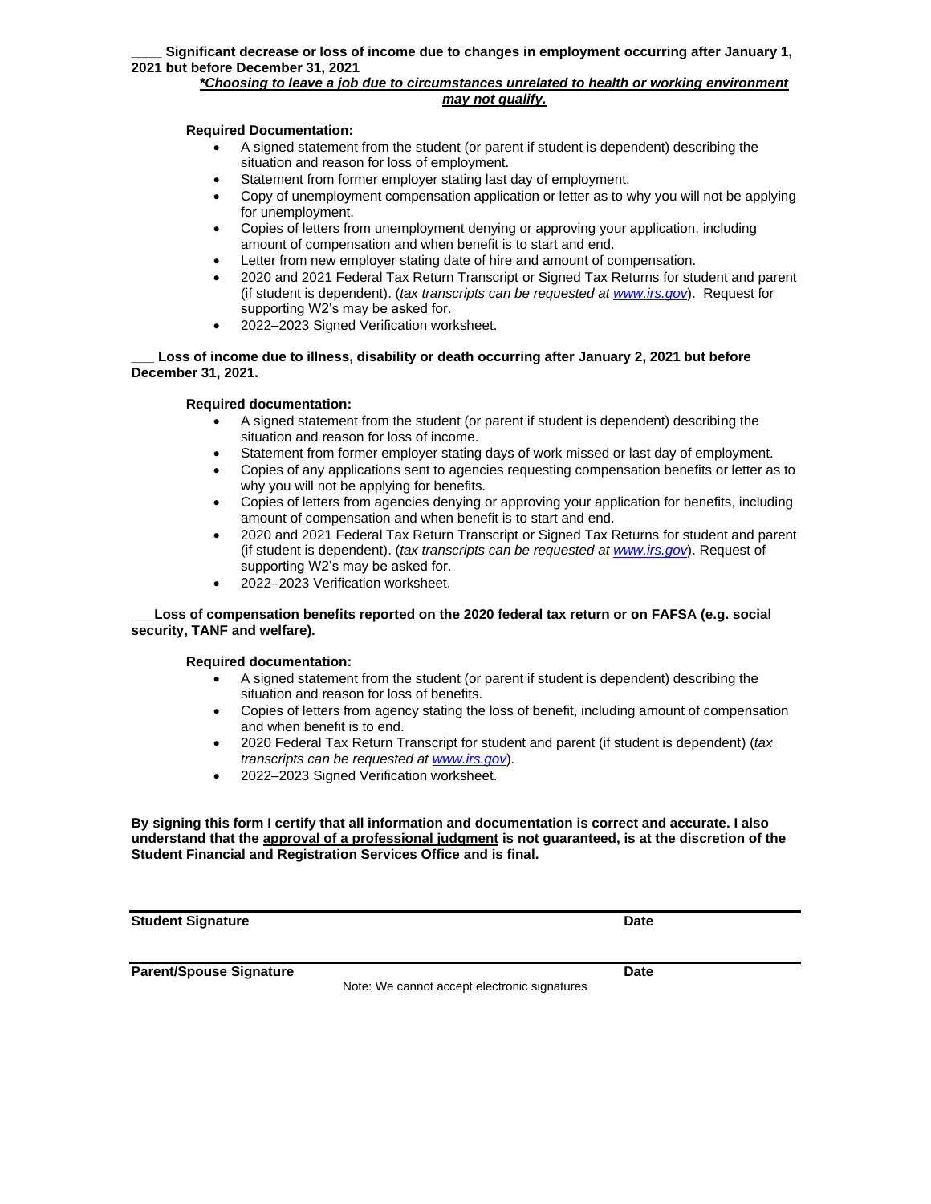**____ Significant decrease or loss of income due to changes in employment occurring after January 1, 2021 but before December 31, 2021**

***Choosing to leave a job due to circumstances unrelated to health or working environment may not qualify.***

**Required Documentation:**

- A signed statement from the student (or parent if student is dependent) describing the situation and reason for loss of employment.
- Statement from former employer stating last day of employment.
- Copy of unemployment compensation application or letter as to why you will not be applying for unemployment.
- Copies of letters from unemployment denying or approving your application, including amount of compensation and when benefit is to start and end.
- Letter from new employer stating date of hire and amount of compensation.
- 2020 and 2021 Federal Tax Return Transcript or Signed Tax Returns for student and parent (if student is dependent). (*tax transcripts can be requested at www.irs.gov*). Request for supporting W2's may be asked for.
- 2022–2023 Signed Verification worksheet.

**___ Loss of income due to illness, disability or death occurring after January 2, 2021 but before December 31, 2021.**

**Required documentation:**

- A signed statement from the student (or parent if student is dependent) describing the situation and reason for loss of income.
- Statement from former employer stating days of work missed or last day of employment.
- Copies of any applications sent to agencies requesting compensation benefits or letter as to why you will not be applying for benefits.
- Copies of letters from agencies denying or approving your application for benefits, including amount of compensation and when benefit is to start and end.
- 2020 and 2021 Federal Tax Return Transcript or Signed Tax Returns for student and parent (if student is dependent). (*tax transcripts can be requested at www.irs.gov*). Request of supporting W2's may be asked for.
- 2022–2023 Verification worksheet.

**___Loss of compensation benefits reported on the 2020 federal tax return or on FAFSA (e.g. social security, TANF and welfare).**

**Required documentation:**

- A signed statement from the student (or parent if student is dependent) describing the situation and reason for loss of benefits.
- Copies of letters from agency stating the loss of benefit, including amount of compensation and when benefit is to end.
- 2020 Federal Tax Return Transcript for student and parent (if student is dependent) (*tax transcripts can be requested at www.irs.gov*).
- 2022–2023 Signed Verification worksheet.

**By signing this form I certify that all information and documentation is correct and accurate. I also understand that the approval of a professional judgment is not guaranteed, is at the discretion of the Student Financial and Registration Services Office and is final.**

**Student Signature** **Date**

**Parent/Spouse Signature** **Date**

Note: We cannot accept electronic signatures